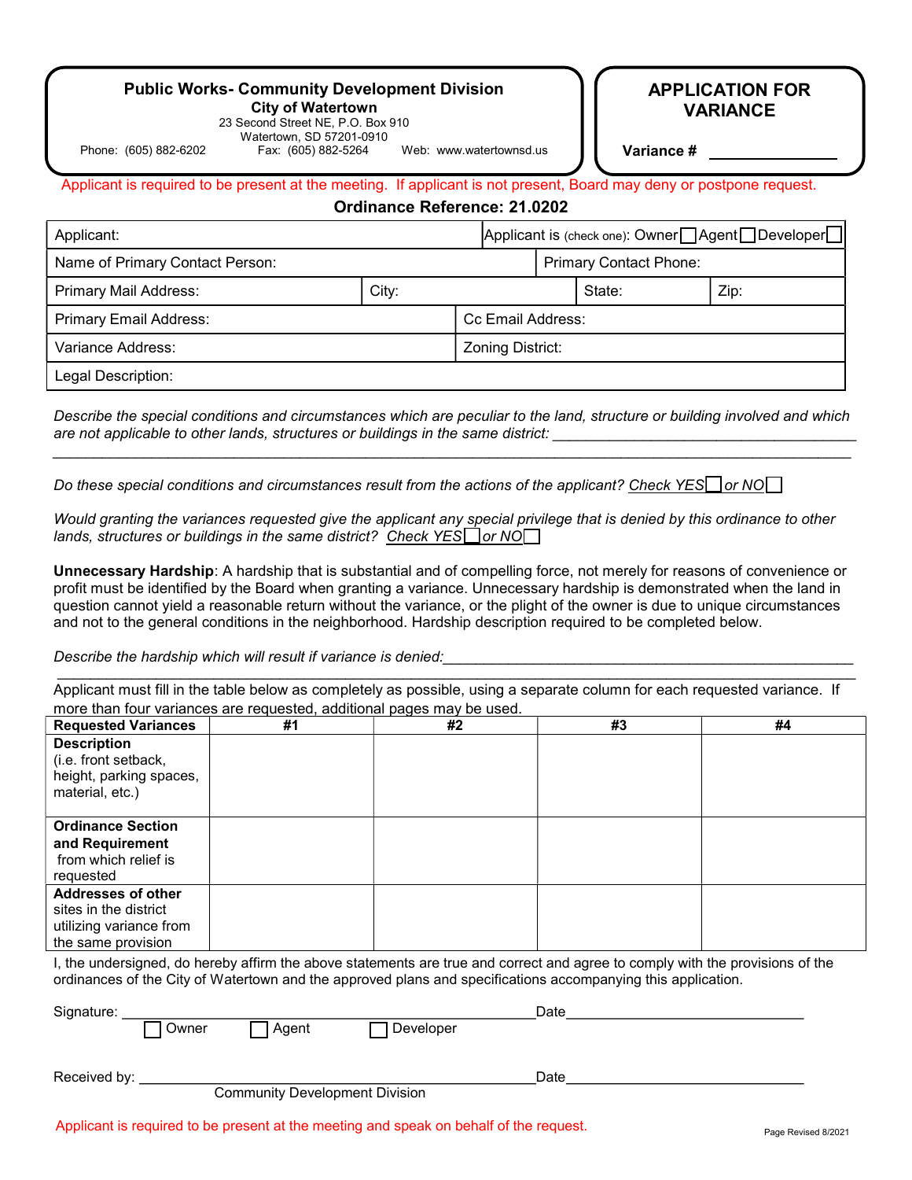**Public Works- Community Development Division**
**City of Watertown**
23 Second Street NE, P.O. Box 910
Watertown, SD 57201-0910
Phone: (605) 882-6202 Fax: (605) 882-5264 Web: www.watertownsd.us

# APPLICATION FOR VARIANCE

**Variance #** ____________

Applicant is required to be present at the meeting. If applicant is not present, Board may deny or postpone request.

**Ordinance Reference: 21.0202**

| Applicant: | | Applicant is (check one): Owner ☐ Agent ☐ Developer ☐ | |
|---|---|---|---|
| Name of Primary Contact Person: | | Primary Contact Phone: | |
| Primary Mail Address: | City: | State: | Zip: |
| Primary Email Address: | | Cc Email Address: | |
| Variance Address: | | Zoning District: | |
| Legal Description: | | | |

*Describe the special conditions and circumstances which are peculiar to the land, structure or building involved and which are not applicable to other lands, structures or buildings in the same district:* ____________________________________

_________________________________________________________________________________

*Do these special conditions and circumstances result from the actions of the applicant? Check YES ☐ or NO ☐*

*Would granting the variances requested give the applicant any special privilege that is denied by this ordinance to other lands, structures or buildings in the same district? Check YES ☐ or NO ☐*

**Unnecessary Hardship**: A hardship that is substantial and of compelling force, not merely for reasons of convenience or profit must be identified by the Board when granting a variance. Unnecessary hardship is demonstrated when the land in question cannot yield a reasonable return without the variance, or the plight of the owner is due to unique circumstances and not to the general conditions in the neighborhood. Hardship description required to be completed below.

*Describe the hardship which will result if variance is denied:*____________________________________________

_________________________________________________________________________________

Applicant must fill in the table below as completely as possible, using a separate column for each requested variance. If more than four variances are requested, additional pages may be used.

| Requested Variances | #1 | #2 | #3 | #4 |
|---|---|---|---|---|
| **Description** (i.e. front setback, height, parking spaces, material, etc.) | | | | |
| **Ordinance Section and Requirement** from which relief is requested | | | | |
| **Addresses of other** sites in the district utilizing variance from the same provision | | | | |

I, the undersigned, do hereby affirm the above statements are true and correct and agree to comply with the provisions of the ordinances of the City of Watertown and the approved plans and specifications accompanying this application.

Signature: ____________________________________________ Date ______________________________
☐ Owner ☐ Agent ☐ Developer

Received by: __________________________________________ Date ______________________________
Community Development Division

Applicant is required to be present at the meeting and speak on behalf of the request.

Page Revised 8/2021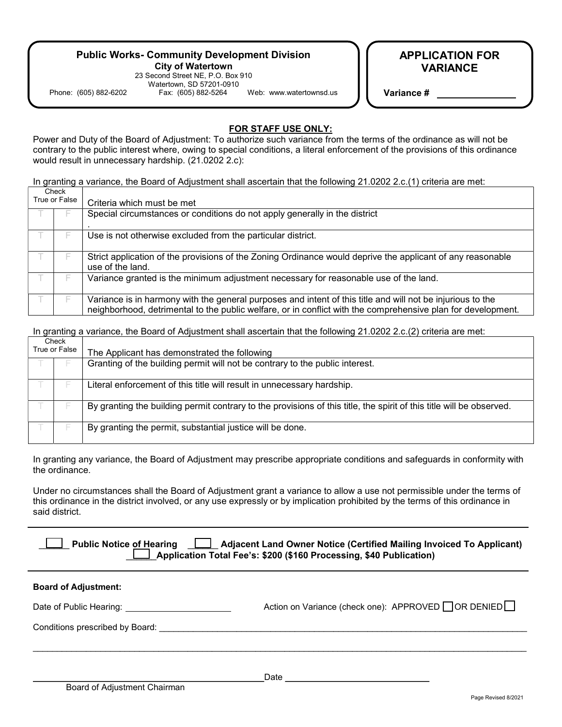**Public Works- Community Development Division**
**City of Watertown**
23 Second Street NE, P.O. Box 910
Watertown, SD 57201-0910
Phone: (605) 882-6202 Fax: (605) 882-5264 Web: www.watertownsd.us

**APPLICATION FOR VARIANCE**

**Variance #** ______________

**FOR STAFF USE ONLY:**

Power and Duty of the Board of Adjustment: To authorize such variance from the terms of the ordinance as will not be contrary to the public interest where, owing to special conditions, a literal enforcement of the provisions of this ordinance would result in unnecessary hardship. (21.0202 2.c):

In granting a variance, the Board of Adjustment shall ascertain that the following 21.0202 2.c.(1) criteria are met:

| Check True or False | | Criteria which must be met |
|---|---|---|
| T | F | Special circumstances or conditions do not apply generally in the district . |
| T | F | Use is not otherwise excluded from the particular district. |
| T | F | Strict application of the provisions of the Zoning Ordinance would deprive the applicant of any reasonable use of the land. |
| T | F | Variance granted is the minimum adjustment necessary for reasonable use of the land. |
| T | F | Variance is in harmony with the general purposes and intent of this title and will not be injurious to the neighborhood, detrimental to the public welfare, or in conflict with the comprehensive plan for development. |

In granting a variance, the Board of Adjustment shall ascertain that the following 21.0202 2.c.(2) criteria are met:

| Check True or False | | The Applicant has demonstrated the following |
|---|---|---|
| T | F | Granting of the building permit will not be contrary to the public interest. |
| T | F | Literal enforcement of this title will result in unnecessary hardship. |
| T | F | By granting the building permit contrary to the provisions of this title, the spirit of this title will be observed. |
| T | F | By granting the permit, substantial justice will be done. |

In granting any variance, the Board of Adjustment may prescribe appropriate conditions and safeguards in conformity with the ordinance.

Under no circumstances shall the Board of Adjustment grant a variance to allow a use not permissible under the terms of this ordinance in the district involved, or any use expressly or by implication prohibited by the terms of this ordinance in said district.

☐ **Public Notice of Hearing** ☐ **Adjacent Land Owner Notice (Certified Mailing Invoiced To Applicant)**
☐ **Application Total Fee's: $200 ($160 Processing, $40 Publication)**

**Board of Adjustment:**

Date of Public Hearing: ______________________ Action on Variance (check one): APPROVED ☐ OR DENIED ☐

Conditions prescribed by Board: ________________________________________________________________

______________________________________________________________________________________________

_____________________________________________ Date ______________________________
Board of Adjustment Chairman

Page Revised 8/2021